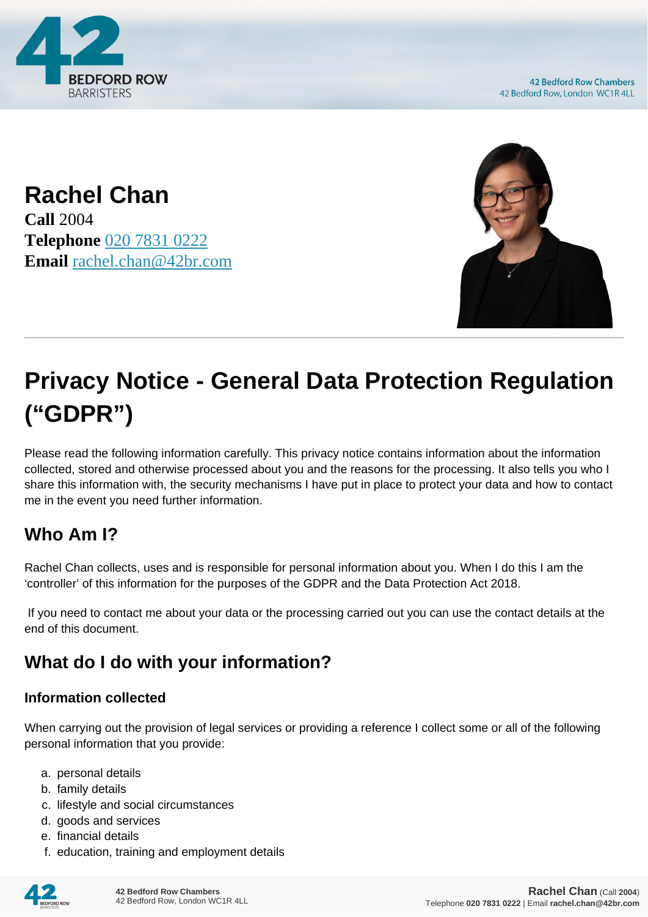# Rachel Chan

**Call** 2004
**Telephone** 020 7831 0222
**Email** rachel.chan@42br.com

# Privacy Notice - General Data Protection Regulation ("GDPR")

Please read the following information carefully. This privacy notice contains information about the information collected, stored and otherwise processed about you and the reasons for the processing. It also tells you who I share this information with, the security mechanisms I have put in place to protect your data and how to contact me in the event you need further information.

## Who Am I?

Rachel Chan collects, uses and is responsible for personal information about you. When I do this I am the 'controller' of this information for the purposes of the GDPR and the Data Protection Act 2018.

If you need to contact me about your data or the processing carried out you can use the contact details at the end of this document.

## What do I do with your information?

### Information collected

When carrying out the provision of legal services or providing a reference I collect some or all of the following personal information that you provide:

a. personal details
b. family details
c. lifestyle and social circumstances
d. goods and services
e. financial details
f. education, training and employment details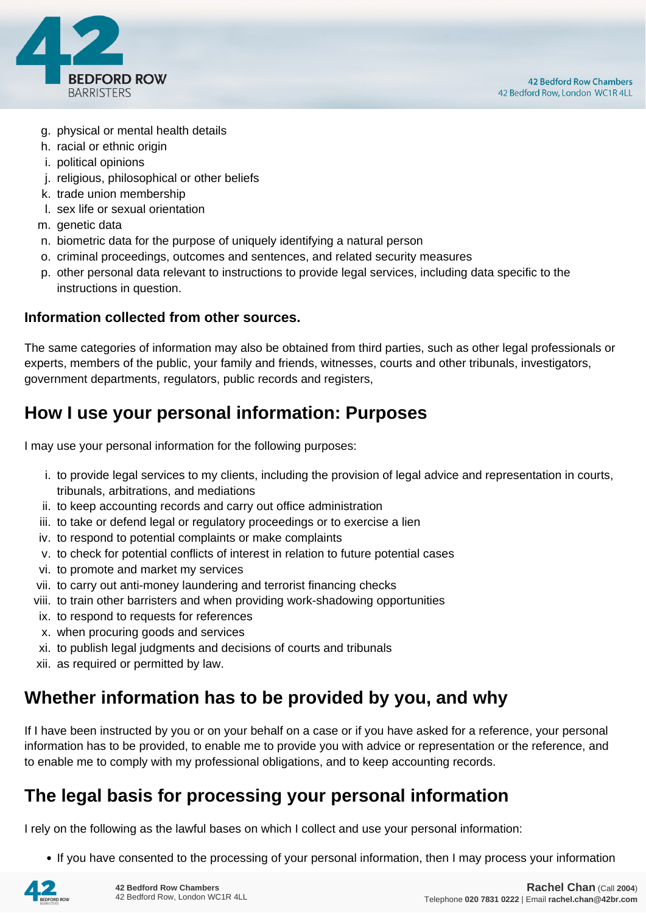g. physical or mental health details
h. racial or ethnic origin
i. political opinions
j. religious, philosophical or other beliefs
k. trade union membership
l. sex life or sexual orientation
m. genetic data
n. biometric data for the purpose of uniquely identifying a natural person
o. criminal proceedings, outcomes and sentences, and related security measures
p. other personal data relevant to instructions to provide legal services, including data specific to the instructions in question.

**Information collected from other sources.**

The same categories of information may also be obtained from third parties, such as other legal professionals or experts, members of the public, your family and friends, witnesses, courts and other tribunals, investigators, government departments, regulators, public records and registers,

## How I use your personal information: Purposes

I may use your personal information for the following purposes:

i. to provide legal services to my clients, including the provision of legal advice and representation in courts, tribunals, arbitrations, and mediations
ii. to keep accounting records and carry out office administration
iii. to take or defend legal or regulatory proceedings or to exercise a lien
iv. to respond to potential complaints or make complaints
v. to check for potential conflicts of interest in relation to future potential cases
vi. to promote and market my services
vii. to carry out anti-money laundering and terrorist financing checks
viii. to train other barristers and when providing work-shadowing opportunities
ix. to respond to requests for references
x. when procuring goods and services
xi. to publish legal judgments and decisions of courts and tribunals
xii. as required or permitted by law.

## Whether information has to be provided by you, and why

If I have been instructed by you or on your behalf on a case or if you have asked for a reference, your personal information has to be provided, to enable me to provide you with advice or representation or the reference, and to enable me to comply with my professional obligations, and to keep accounting records.

## The legal basis for processing your personal information

I rely on the following as the lawful bases on which I collect and use your personal information:

- If you have consented to the processing of your personal information, then I may process your information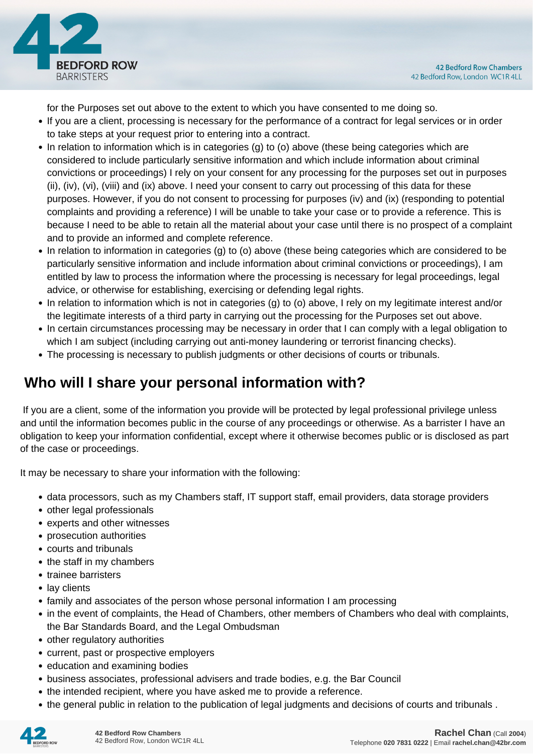for the Purposes set out above to the extent to which you have consented to me doing so.

- If you are a client, processing is necessary for the performance of a contract for legal services or in order to take steps at your request prior to entering into a contract.
- In relation to information which is in categories (g) to (o) above (these being categories which are considered to include particularly sensitive information and which include information about criminal convictions or proceedings) I rely on your consent for any processing for the purposes set out in purposes (ii), (iv), (vi), (viii) and (ix) above. I need your consent to carry out processing of this data for these purposes. However, if you do not consent to processing for purposes (iv) and (ix) (responding to potential complaints and providing a reference) I will be unable to take your case or to provide a reference. This is because I need to be able to retain all the material about your case until there is no prospect of a complaint and to provide an informed and complete reference.
- In relation to information in categories (g) to (o) above (these being categories which are considered to be particularly sensitive information and include information about criminal convictions or proceedings), I am entitled by law to process the information where the processing is necessary for legal proceedings, legal advice, or otherwise for establishing, exercising or defending legal rights.
- In relation to information which is not in categories (g) to (o) above, I rely on my legitimate interest and/or the legitimate interests of a third party in carrying out the processing for the Purposes set out above.
- In certain circumstances processing may be necessary in order that I can comply with a legal obligation to which I am subject (including carrying out anti-money laundering or terrorist financing checks).
- The processing is necessary to publish judgments or other decisions of courts or tribunals.

## Who will I share your personal information with?

If you are a client, some of the information you provide will be protected by legal professional privilege unless and until the information becomes public in the course of any proceedings or otherwise. As a barrister I have an obligation to keep your information confidential, except where it otherwise becomes public or is disclosed as part of the case or proceedings.

It may be necessary to share your information with the following:

- data processors, such as my Chambers staff, IT support staff, email providers, data storage providers
- other legal professionals
- experts and other witnesses
- prosecution authorities
- courts and tribunals
- the staff in my chambers
- trainee barristers
- lay clients
- family and associates of the person whose personal information I am processing
- in the event of complaints, the Head of Chambers, other members of Chambers who deal with complaints, the Bar Standards Board, and the Legal Ombudsman
- other regulatory authorities
- current, past or prospective employers
- education and examining bodies
- business associates, professional advisers and trade bodies, e.g. the Bar Council
- the intended recipient, where you have asked me to provide a reference.
- the general public in relation to the publication of legal judgments and decisions of courts and tribunals .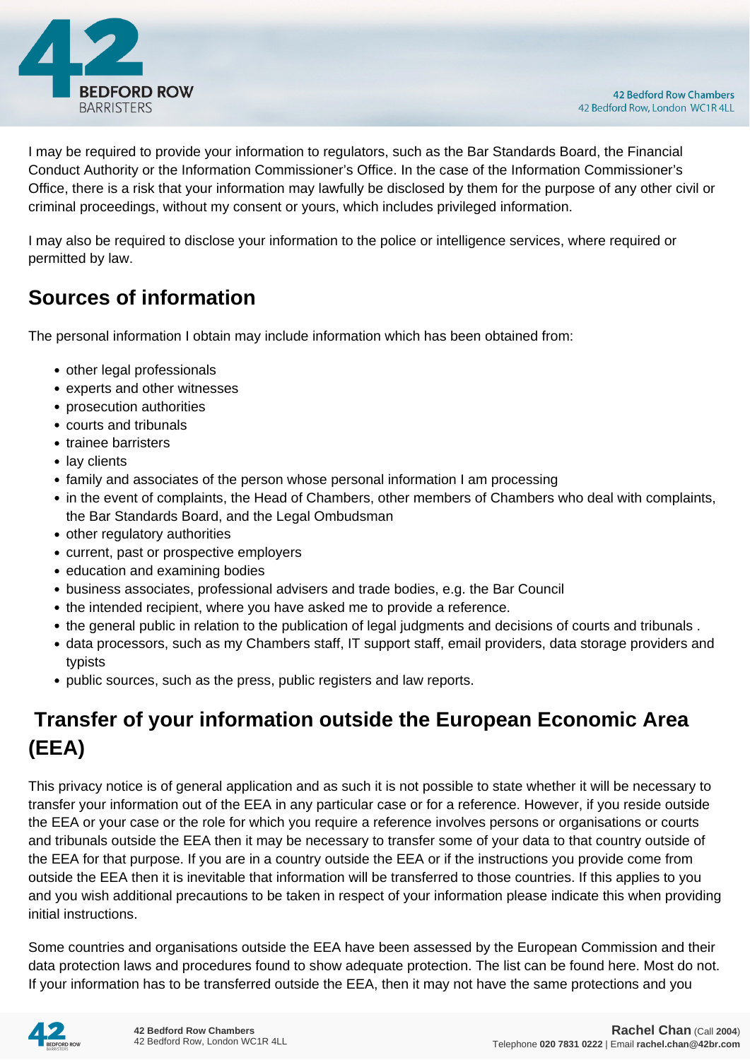I may be required to provide your information to regulators, such as the Bar Standards Board, the Financial Conduct Authority or the Information Commissioner's Office. In the case of the Information Commissioner's Office, there is a risk that your information may lawfully be disclosed by them for the purpose of any other civil or criminal proceedings, without my consent or yours, which includes privileged information.

I may also be required to disclose your information to the police or intelligence services, where required or permitted by law.

## Sources of information

The personal information I obtain may include information which has been obtained from:

- other legal professionals
- experts and other witnesses
- prosecution authorities
- courts and tribunals
- trainee barristers
- lay clients
- family and associates of the person whose personal information I am processing
- in the event of complaints, the Head of Chambers, other members of Chambers who deal with complaints, the Bar Standards Board, and the Legal Ombudsman
- other regulatory authorities
- current, past or prospective employers
- education and examining bodies
- business associates, professional advisers and trade bodies, e.g. the Bar Council
- the intended recipient, where you have asked me to provide a reference.
- the general public in relation to the publication of legal judgments and decisions of courts and tribunals .
- data processors, such as my Chambers staff, IT support staff, email providers, data storage providers and typists
- public sources, such as the press, public registers and law reports.

## Transfer of your information outside the European Economic Area (EEA)

This privacy notice is of general application and as such it is not possible to state whether it will be necessary to transfer your information out of the EEA in any particular case or for a reference. However, if you reside outside the EEA or your case or the role for which you require a reference involves persons or organisations or courts and tribunals outside the EEA then it may be necessary to transfer some of your data to that country outside of the EEA for that purpose. If you are in a country outside the EEA or if the instructions you provide come from outside the EEA then it is inevitable that information will be transferred to those countries. If this applies to you and you wish additional precautions to be taken in respect of your information please indicate this when providing initial instructions.

Some countries and organisations outside the EEA have been assessed by the European Commission and their data protection laws and procedures found to show adequate protection. The list can be found here. Most do not. If your information has to be transferred outside the EEA, then it may not have the same protections and you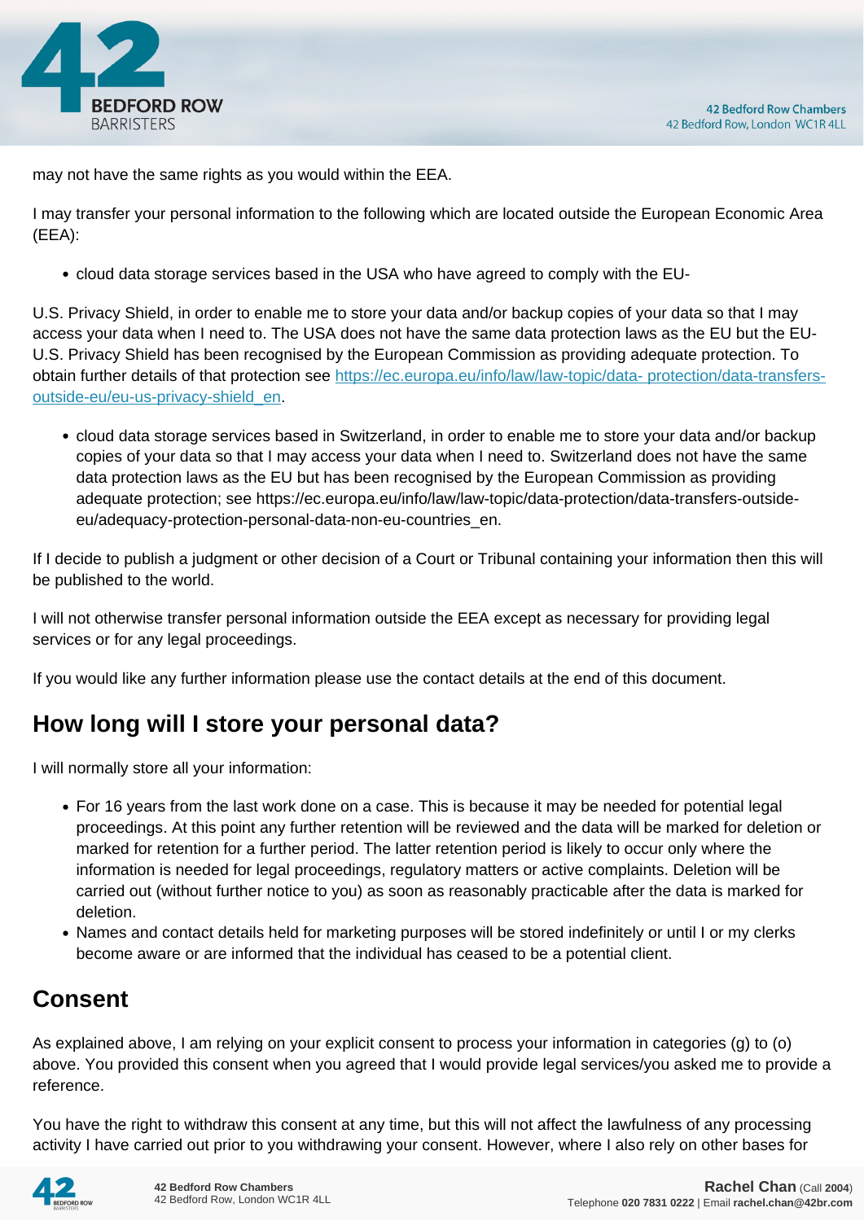may not have the same rights as you would within the EEA.

I may transfer your personal information to the following which are located outside the European Economic Area (EEA):

- cloud data storage services based in the USA who have agreed to comply with the EU-

U.S. Privacy Shield, in order to enable me to store your data and/or backup copies of your data so that I may access your data when I need to. The USA does not have the same data protection laws as the EU but the EU-U.S. Privacy Shield has been recognised by the European Commission as providing adequate protection. To obtain further details of that protection see [https://ec.europa.eu/info/law/law-topic/data- protection/data-transfers-outside-eu/eu-us-privacy-shield_en](https://ec.europa.eu/info/law/law-topic/data-protection/data-transfers-outside-eu/eu-us-privacy-shield_en).

- cloud data storage services based in Switzerland, in order to enable me to store your data and/or backup copies of your data so that I may access your data when I need to. Switzerland does not have the same data protection laws as the EU but has been recognised by the European Commission as providing adequate protection; see https://ec.europa.eu/info/law/law-topic/data-protection/data-transfers-outside-eu/adequacy-protection-personal-data-non-eu-countries_en.

If I decide to publish a judgment or other decision of a Court or Tribunal containing your information then this will be published to the world.

I will not otherwise transfer personal information outside the EEA except as necessary for providing legal services or for any legal proceedings.

If you would like any further information please use the contact details at the end of this document.

## How long will I store your personal data?

I will normally store all your information:

- For 16 years from the last work done on a case. This is because it may be needed for potential legal proceedings. At this point any further retention will be reviewed and the data will be marked for deletion or marked for retention for a further period. The latter retention period is likely to occur only where the information is needed for legal proceedings, regulatory matters or active complaints. Deletion will be carried out (without further notice to you) as soon as reasonably practicable after the data is marked for deletion.
- Names and contact details held for marketing purposes will be stored indefinitely or until I or my clerks become aware or are informed that the individual has ceased to be a potential client.

## Consent

As explained above, I am relying on your explicit consent to process your information in categories (g) to (o) above. You provided this consent when you agreed that I would provide legal services/you asked me to provide a reference.

You have the right to withdraw this consent at any time, but this will not affect the lawfulness of any processing activity I have carried out prior to you withdrawing your consent. However, where I also rely on other bases for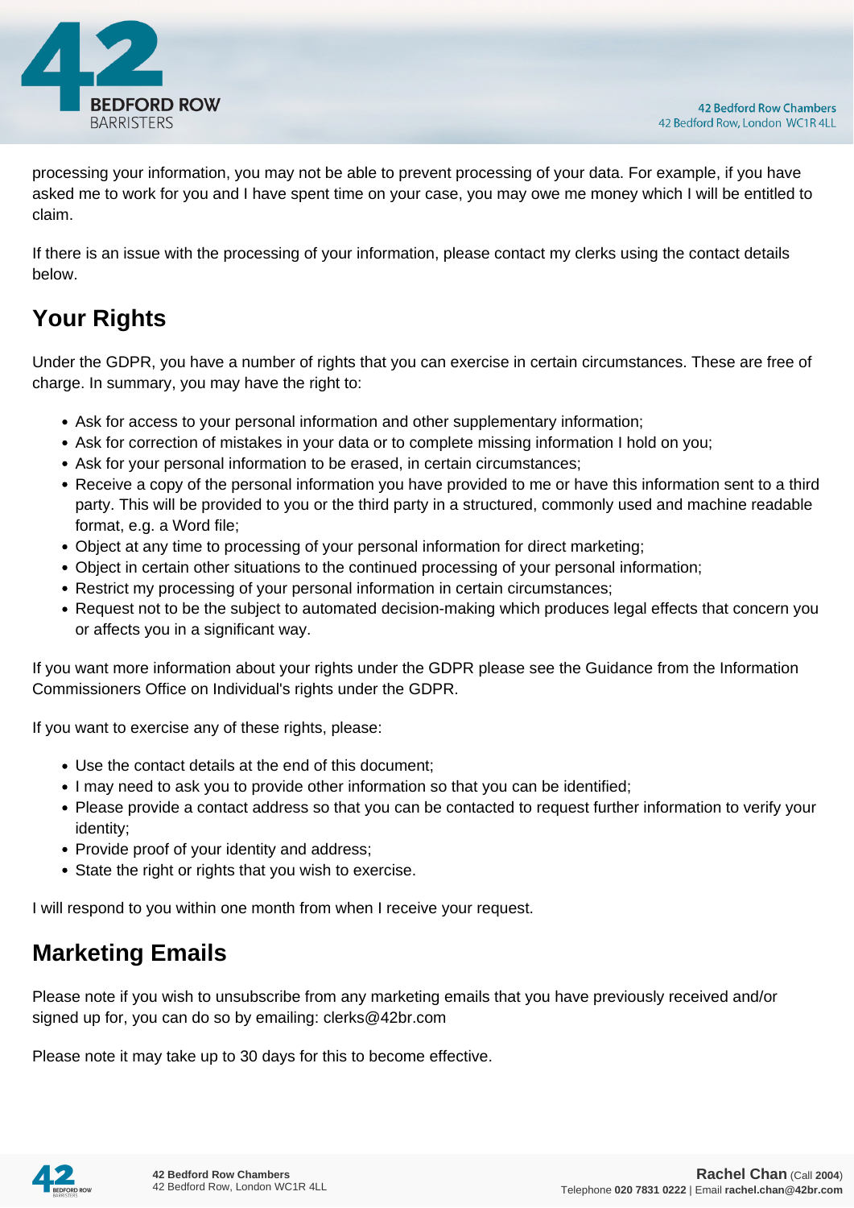processing your information, you may not be able to prevent processing of your data. For example, if you have asked me to work for you and I have spent time on your case, you may owe me money which I will be entitled to claim.

If there is an issue with the processing of your information, please contact my clerks using the contact details below.

## Your Rights

Under the GDPR, you have a number of rights that you can exercise in certain circumstances. These are free of charge. In summary, you may have the right to:

- Ask for access to your personal information and other supplementary information;
- Ask for correction of mistakes in your data or to complete missing information I hold on you;
- Ask for your personal information to be erased, in certain circumstances;
- Receive a copy of the personal information you have provided to me or have this information sent to a third party. This will be provided to you or the third party in a structured, commonly used and machine readable format, e.g. a Word file;
- Object at any time to processing of your personal information for direct marketing;
- Object in certain other situations to the continued processing of your personal information;
- Restrict my processing of your personal information in certain circumstances;
- Request not to be the subject to automated decision-making which produces legal effects that concern you or affects you in a significant way.

If you want more information about your rights under the GDPR please see the Guidance from the Information Commissioners Office on Individual's rights under the GDPR.

If you want to exercise any of these rights, please:

- Use the contact details at the end of this document;
- I may need to ask you to provide other information so that you can be identified;
- Please provide a contact address so that you can be contacted to request further information to verify your identity;
- Provide proof of your identity and address;
- State the right or rights that you wish to exercise.

I will respond to you within one month from when I receive your request.

## Marketing Emails

Please note if you wish to unsubscribe from any marketing emails that you have previously received and/or signed up for, you can do so by emailing: clerks@42br.com

Please note it may take up to 30 days for this to become effective.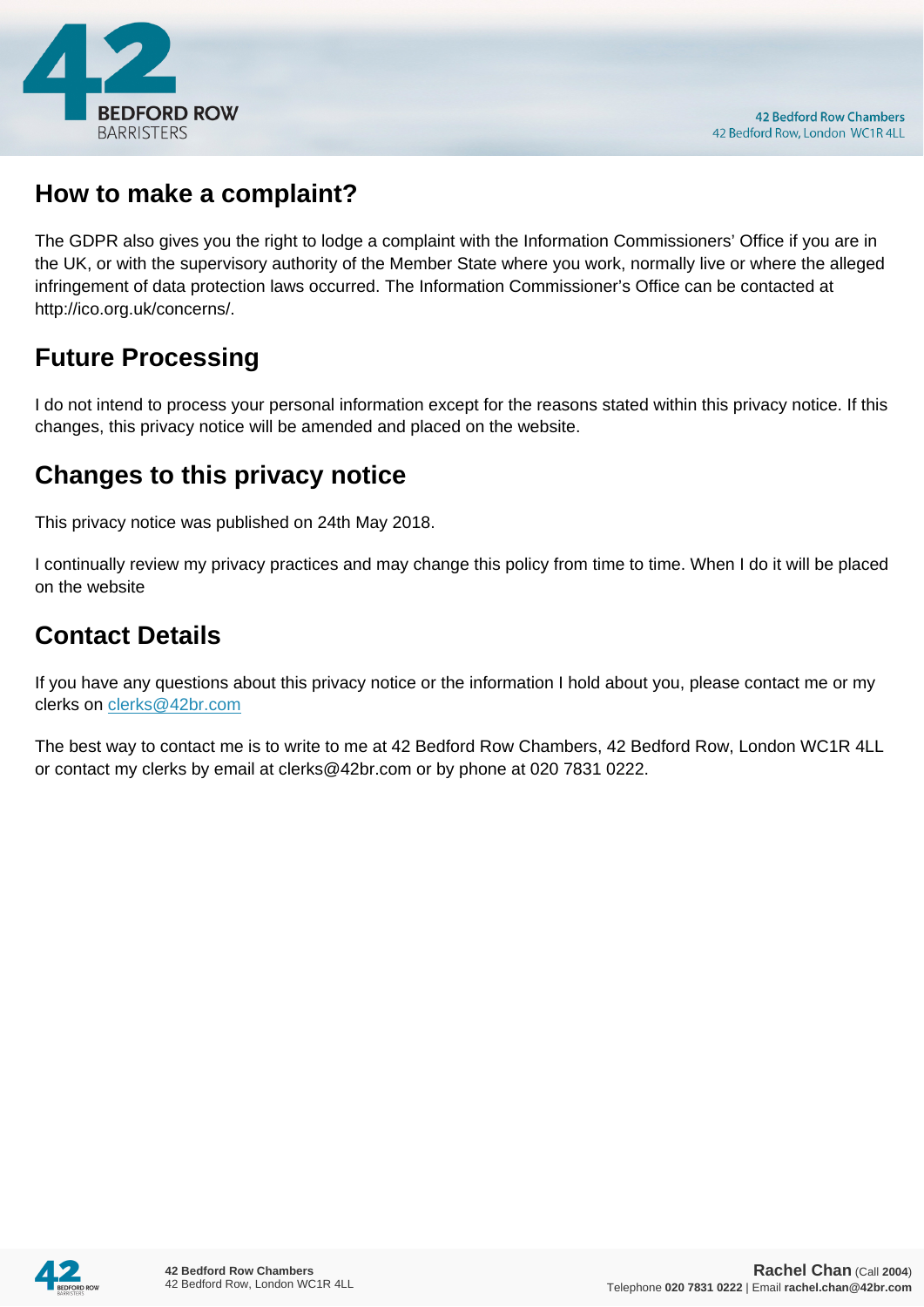## How to make a complaint?

The GDPR also gives you the right to lodge a complaint with the Information Commissioners' Office if you are in the UK, or with the supervisory authority of the Member State where you work, normally live or where the alleged infringement of data protection laws occurred. The Information Commissioner's Office can be contacted at http://ico.org.uk/concerns/.

## Future Processing

I do not intend to process your personal information except for the reasons stated within this privacy notice. If this changes, this privacy notice will be amended and placed on the website.

## Changes to this privacy notice

This privacy notice was published on 24th May 2018.

I continually review my privacy practices and may change this policy from time to time. When I do it will be placed on the website

## Contact Details

If you have any questions about this privacy notice or the information I hold about you, please contact me or my clerks on clerks@42br.com

The best way to contact me is to write to me at 42 Bedford Row Chambers, 42 Bedford Row, London WC1R 4LL or contact my clerks by email at clerks@42br.com or by phone at 020 7831 0222.